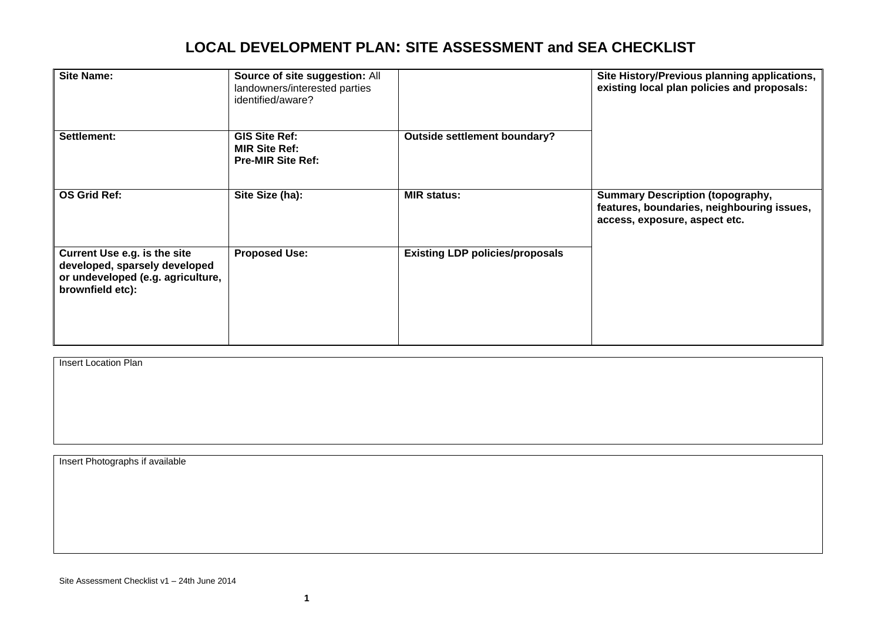# LOCAL DEVELOPMENT PLAN: SITE ASSESSMENT and SEA CHECKLIST

| **Site Name:** | **Source of site suggestion:** All landowners/interested parties identified/aware? | | **Site History/Previous planning applications, existing local plan policies and proposals:** |
|---|---|---|---|
| **Settlement:** | **GIS Site Ref:**<br>**MIR Site Ref:**<br>**Pre-MIR Site Ref:** | **Outside settlement boundary?** | |
| **OS Grid Ref:** | **Site Size (ha):** | **MIR status:** | **Summary Description (topography, features, boundaries, neighbouring issues, access, exposure, aspect etc.** |
| **Current Use e.g. is the site developed, sparsely developed or undeveloped (e.g. agriculture, brownfield etc):** | **Proposed Use:** | **Existing LDP policies/proposals** | |

| Insert Location Plan |
|---|
| |

| Insert Photographs if available |
|---|
| |

Site Assessment Checklist v1 – 24th June 2014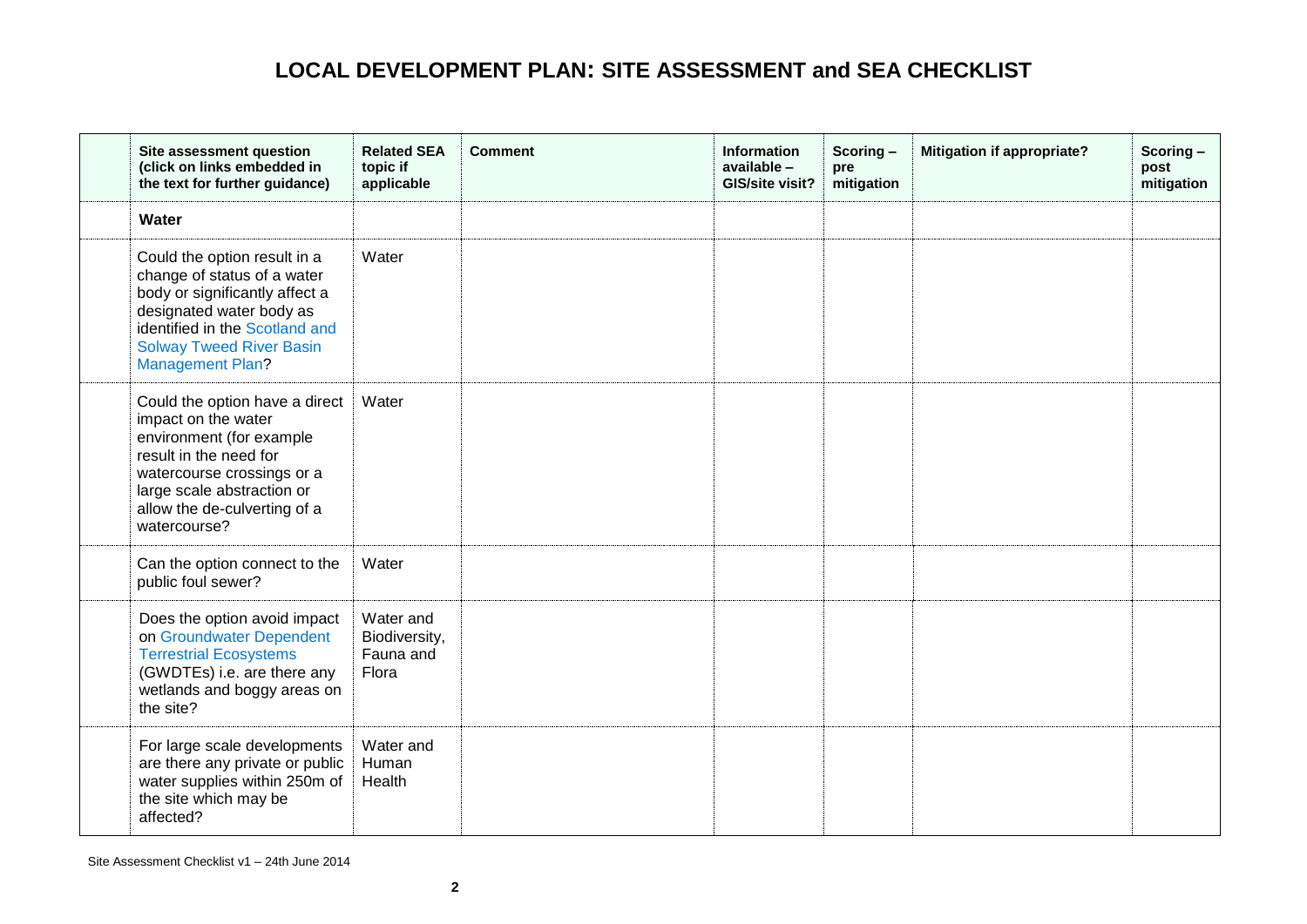# LOCAL DEVELOPMENT PLAN: SITE ASSESSMENT and SEA CHECKLIST

| | Site assessment question (click on links embedded in the text for further guidance) | Related SEA topic if applicable | Comment | Information available – GIS/site visit? | Scoring – pre mitigation | Mitigation if appropriate? | Scoring – post mitigation |
|---|---|---|---|---|---|---|---|
| | **Water** | | | | | | |
| | Could the option result in a change of status of a water body or significantly affect a designated water body as identified in the Scotland and Solway Tweed River Basin Management Plan? | Water | | | | | |
| | Could the option have a direct impact on the water environment (for example result in the need for watercourse crossings or a large scale abstraction or allow the de-culverting of a watercourse? | Water | | | | | |
| | Can the option connect to the public foul sewer? | Water | | | | | |
| | Does the option avoid impact on Groundwater Dependent Terrestrial Ecosystems (GWDTEs) i.e. are there any wetlands and boggy areas on the site? | Water and Biodiversity, Fauna and Flora | | | | | |
| | For large scale developments are there any private or public water supplies within 250m of the site which may be affected? | Water and Human Health | | | | | |

Site Assessment Checklist v1 – 24th June 2014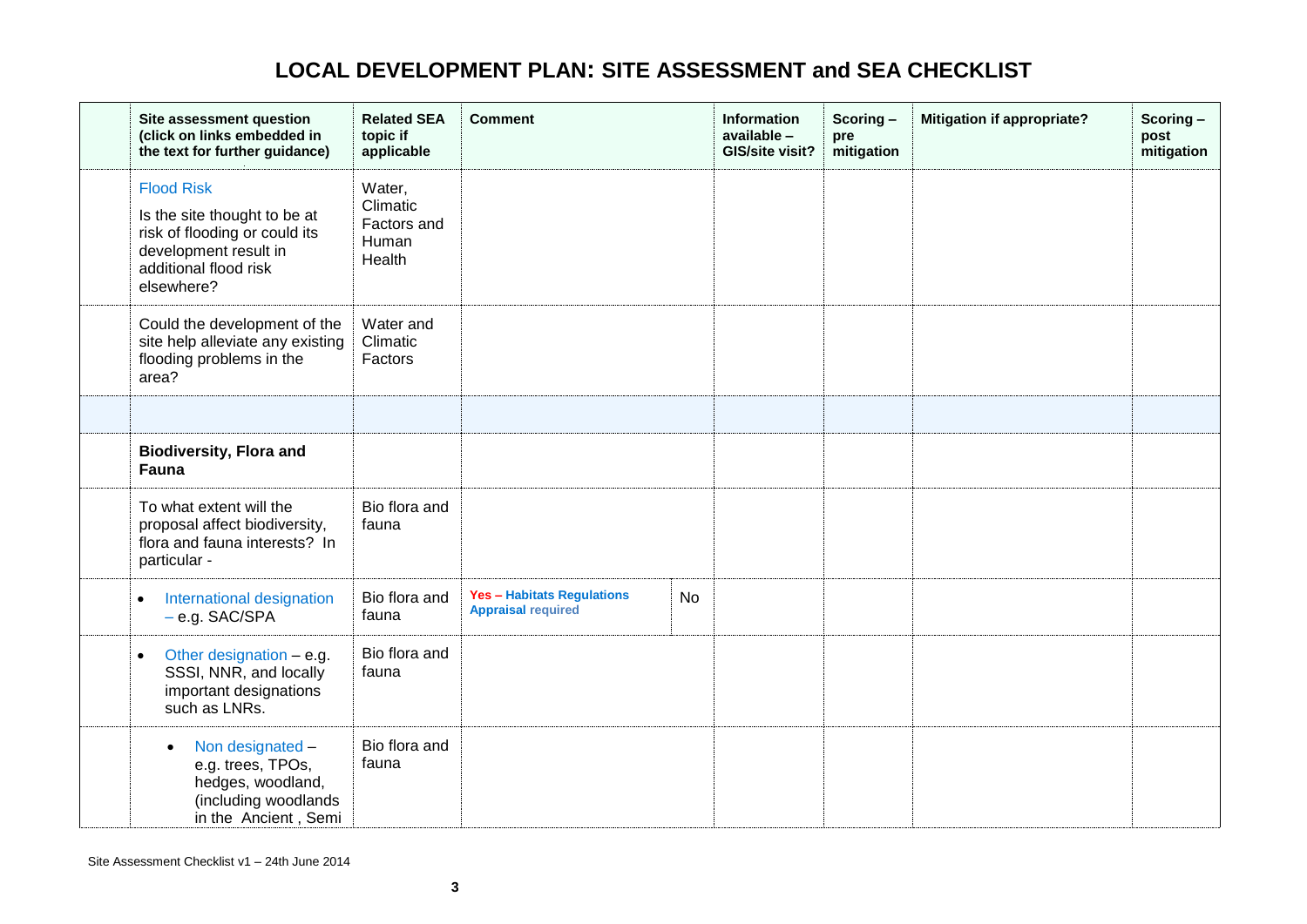# LOCAL DEVELOPMENT PLAN: SITE ASSESSMENT and SEA CHECKLIST

| | Site assessment question (click on links embedded in the text for further guidance) | Related SEA topic if applicable | Comment | | Information available – GIS/site visit? | Scoring – pre mitigation | Mitigation if appropriate? | Scoring – post mitigation |
|---|---|---|---|---|---|---|---|---|
| | Flood Risk<br>Is the site thought to be at risk of flooding or could its development result in additional flood risk elsewhere? | Water, Climatic Factors and Human Health | | | | | | |
| | Could the development of the site help alleviate any existing flooding problems in the area? | Water and Climatic Factors | | | | | | |
| | | | | | | | | |
| | **Biodiversity, Flora and Fauna** | | | | | | | |
| | To what extent will the proposal affect biodiversity, flora and fauna interests? In particular - | Bio flora and fauna | | | | | | |
| | • International designation – e.g. SAC/SPA | Bio flora and fauna | **Yes – Habitats Regulations Appraisal required** | No | | | | |
| | • Other designation – e.g. SSSI, NNR, and locally important designations such as LNRs. | Bio flora and fauna | | | | | | |
| | • Non designated – e.g. trees, TPOs, hedges, woodland, (including woodlands in the Ancient , Semi | Bio flora and fauna | | | | | | |

Site Assessment Checklist v1 – 24th June 2014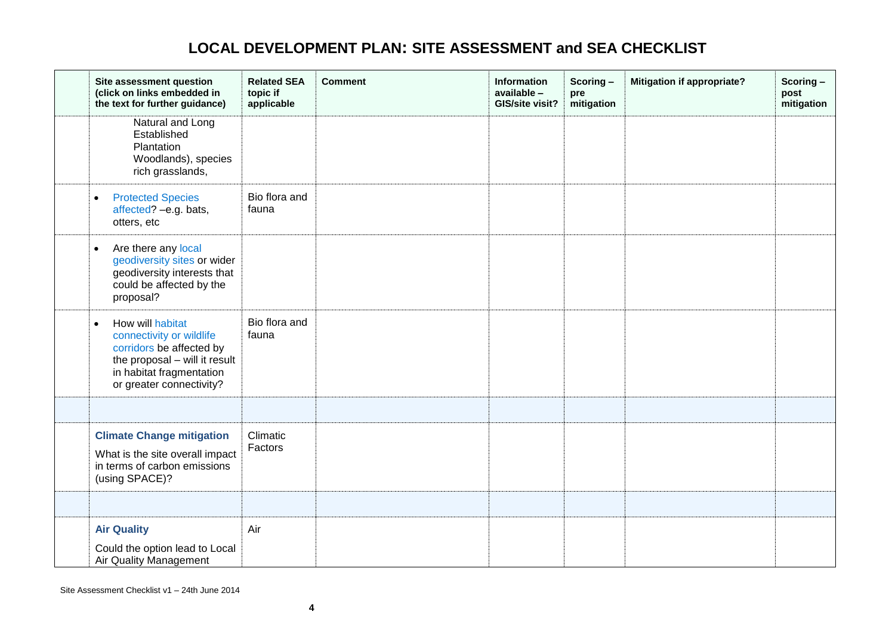# LOCAL DEVELOPMENT PLAN: SITE ASSESSMENT and SEA CHECKLIST

| | Site assessment question (click on links embedded in the text for further guidance) | Related SEA topic if applicable | Comment | Information available – GIS/site visit? | Scoring – pre mitigation | Mitigation if appropriate? | Scoring – post mitigation |
|---|---|---|---|---|---|---|---|
| | Natural and Long Established Plantation Woodlands), species rich grasslands, | | | | | | |
| | • Protected Species affected? –e.g. bats, otters, etc | Bio flora and fauna | | | | | |
| | • Are there any local geodiversity sites or wider geodiversity interests that could be affected by the proposal? | | | | | | |
| | • How will habitat connectivity or wildlife corridors be affected by the proposal – will it result in habitat fragmentation or greater connectivity? | Bio flora and fauna | | | | | |
| | | | | | | | |
| | **Climate Change mitigation** What is the site overall impact in terms of carbon emissions (using SPACE)? | Climatic Factors | | | | | |
| | | | | | | | |
| | **Air Quality** Could the option lead to Local Air Quality Management | Air | | | | | |

Site Assessment Checklist v1 – 24th June 2014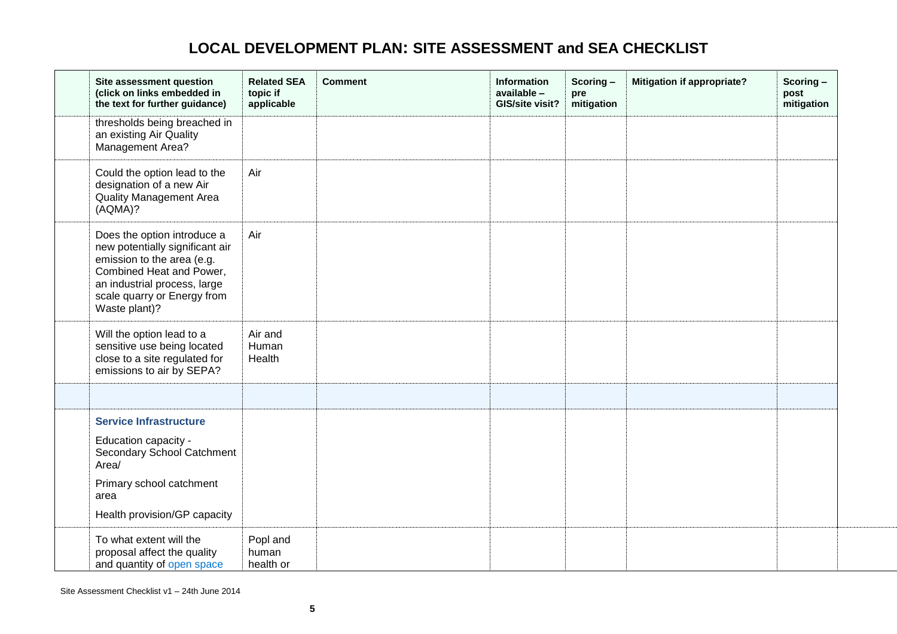# LOCAL DEVELOPMENT PLAN: SITE ASSESSMENT and SEA CHECKLIST

| | Site assessment question (click on links embedded in the text for further guidance) | Related SEA topic if applicable | Comment | Information available – GIS/site visit? | Scoring – pre mitigation | Mitigation if appropriate? | Scoring – post mitigation |
|---|---|---|---|---|---|---|---|
| | thresholds being breached in an existing Air Quality Management Area? | | | | | | |
| | Could the option lead to the designation of a new Air Quality Management Area (AQMA)? | Air | | | | | |
| | Does the option introduce a new potentially significant air emission to the area (e.g. Combined Heat and Power, an industrial process, large scale quarry or Energy from Waste plant)? | Air | | | | | |
| | Will the option lead to a sensitive use being located close to a site regulated for emissions to air by SEPA? | Air and Human Health | | | | | |
| | | | | | | | |
| | **Service Infrastructure** Education capacity - Secondary School Catchment Area/ Primary school catchment area Health provision/GP capacity | | | | | | |
| | To what extent will the proposal affect the quality and quantity of open space | Popl and human health or | | | | | |

Site Assessment Checklist v1 – 24th June 2014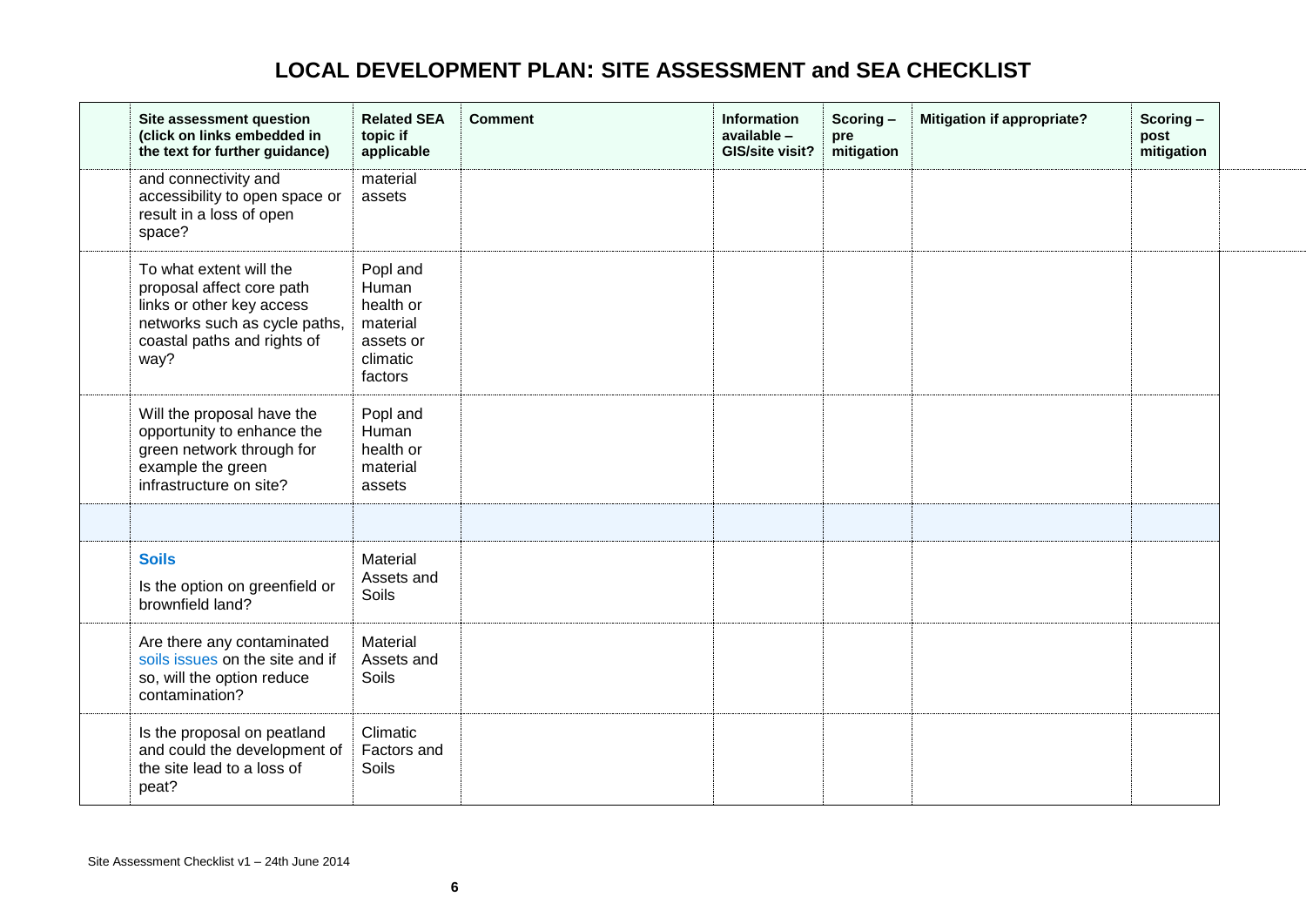# LOCAL DEVELOPMENT PLAN: SITE ASSESSMENT and SEA CHECKLIST

| | Site assessment question (click on links embedded in the text for further guidance) | Related SEA topic if applicable | Comment | Information available – GIS/site visit? | Scoring – pre mitigation | Mitigation if appropriate? | Scoring – post mitigation |
|---|---|---|---|---|---|---|---|
| | and connectivity and accessibility to open space or result in a loss of open space? | material assets | | | | | |
| | To what extent will the proposal affect core path links or other key access networks such as cycle paths, coastal paths and rights of way? | Popl and Human health or material assets or climatic factors | | | | | |
| | Will the proposal have the opportunity to enhance the green network through for example the green infrastructure on site? | Popl and Human health or material assets | | | | | |
| | | | | | | | |
| | **Soils** Is the option on greenfield or brownfield land? | Material Assets and Soils | | | | | |
| | Are there any contaminated soils issues on the site and if so, will the option reduce contamination? | Material Assets and Soils | | | | | |
| | Is the proposal on peatland and could the development of the site lead to a loss of peat? | Climatic Factors and Soils | | | | | |

Site Assessment Checklist v1 – 24th June 2014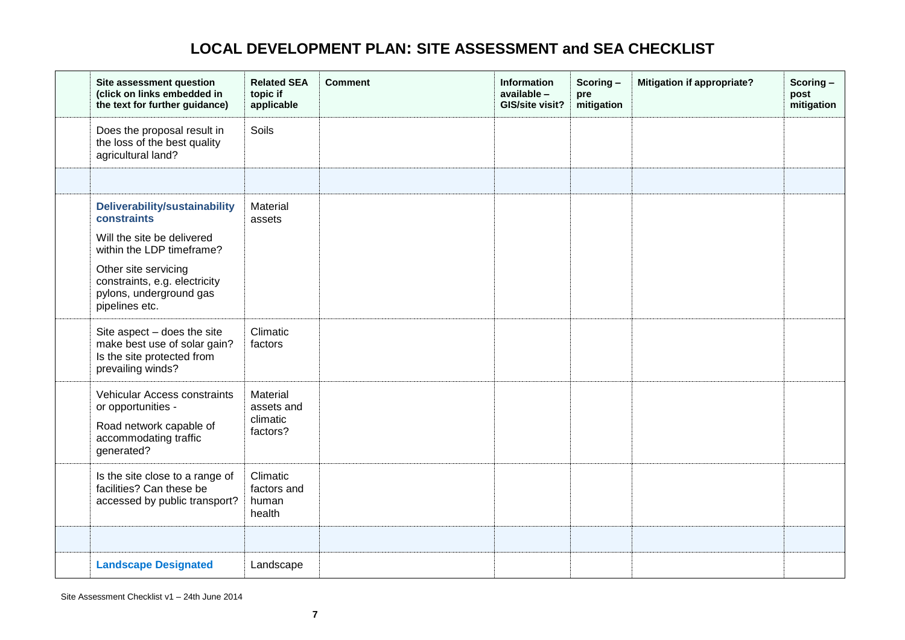# LOCAL DEVELOPMENT PLAN: SITE ASSESSMENT and SEA CHECKLIST

| | Site assessment question (click on links embedded in the text for further guidance) | Related SEA topic if applicable | Comment | Information available – GIS/site visit? | Scoring – pre mitigation | Mitigation if appropriate? | Scoring – post mitigation |
|---|---|---|---|---|---|---|---|
| | Does the proposal result in the loss of the best quality agricultural land? | Soils | | | | | |
| | | | | | | | |
| | **Deliverability/sustainability constraints**<br>Will the site be delivered within the LDP timeframe?<br>Other site servicing constraints, e.g. electricity pylons, underground gas pipelines etc. | Material assets | | | | | |
| | Site aspect – does the site make best use of solar gain? Is the site protected from prevailing winds? | Climatic factors | | | | | |
| | Vehicular Access constraints or opportunities -<br>Road network capable of accommodating traffic generated? | Material assets and climatic factors? | | | | | |
| | Is the site close to a range of facilities? Can these be accessed by public transport? | Climatic factors and human health | | | | | |
| | | | | | | | |
| | **Landscape Designated** | Landscape | | | | | |

Site Assessment Checklist v1 – 24th June 2014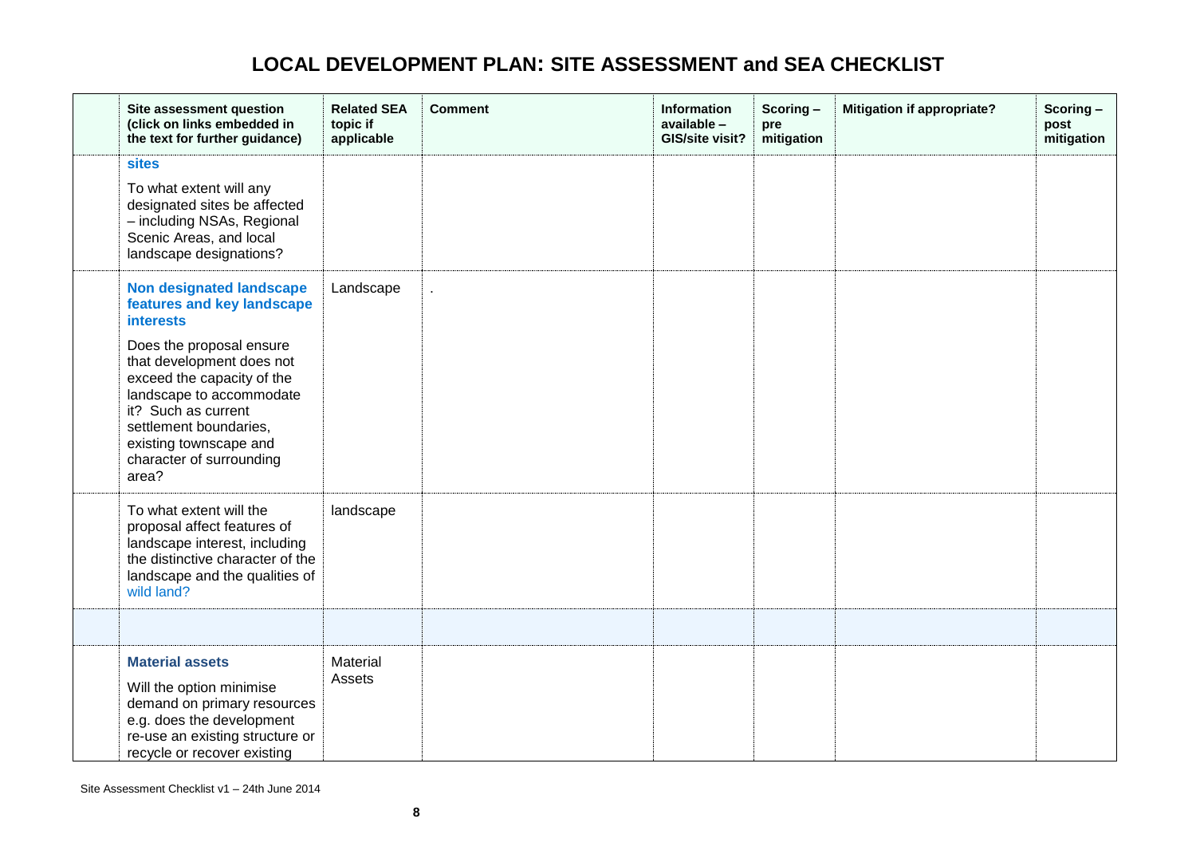# LOCAL DEVELOPMENT PLAN: SITE ASSESSMENT and SEA CHECKLIST

| | Site assessment question (click on links embedded in the text for further guidance) | Related SEA topic if applicable | Comment | Information available – GIS/site visit? | Scoring – pre mitigation | Mitigation if appropriate? | Scoring – post mitigation |
|---|---|---|---|---|---|---|---|
| | **sites**<br><br>To what extent will any designated sites be affected – including NSAs, Regional Scenic Areas, and local landscape designations? | | | | | | |
| | **Non designated landscape features and key landscape interests**<br><br>Does the proposal ensure that development does not exceed the capacity of the landscape to accommodate it? Such as current settlement boundaries, existing townscape and character of surrounding area? | Landscape | . | | | | |
| | To what extent will the proposal affect features of landscape interest, including the distinctive character of the landscape and the qualities of wild land? | landscape | | | | | |
| | | | | | | | |
| | **Material assets**<br><br>Will the option minimise demand on primary resources e.g. does the development re-use an existing structure or recycle or recover existing | Material Assets | | | | | |

Site Assessment Checklist v1 – 24th June 2014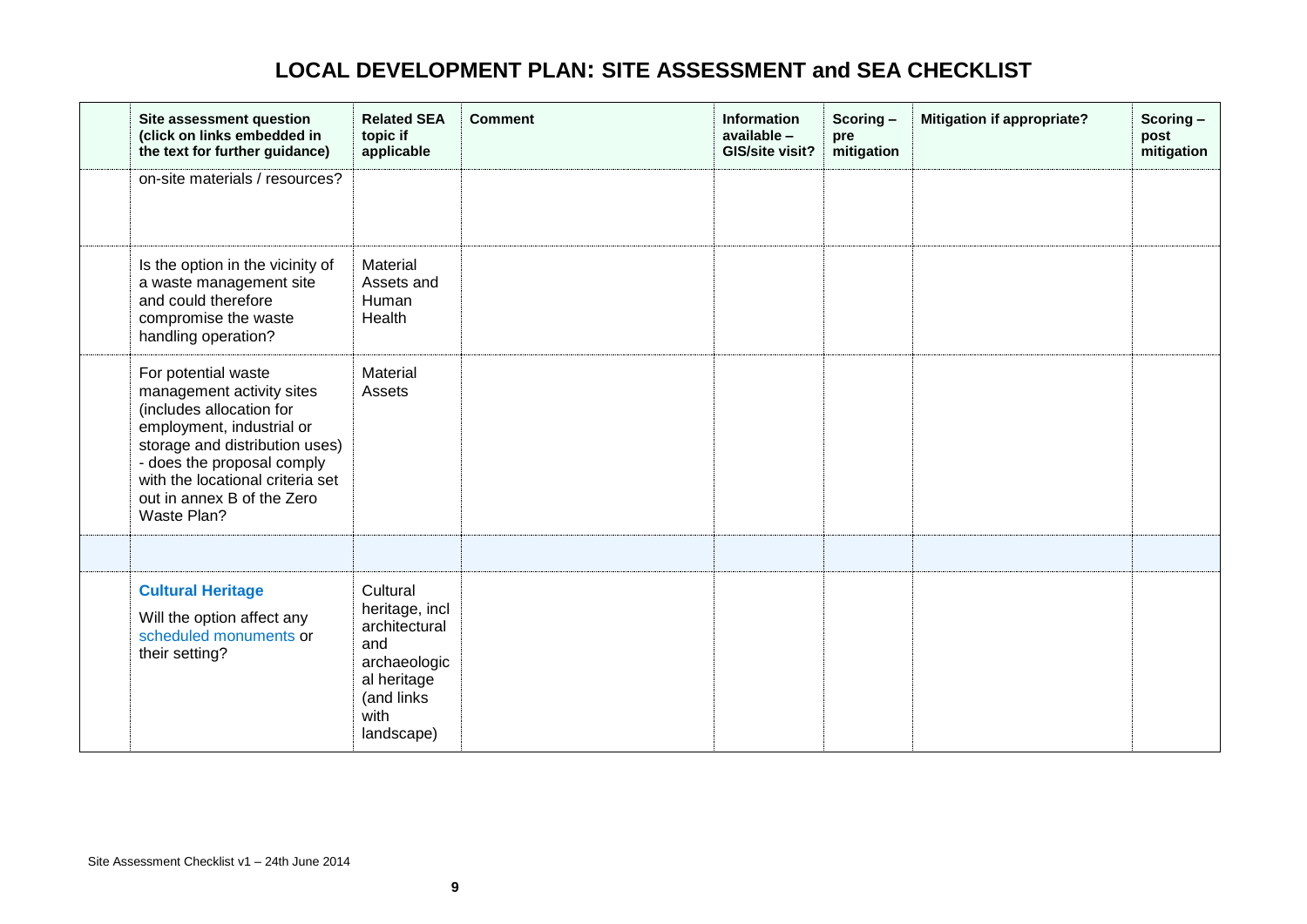# LOCAL DEVELOPMENT PLAN: SITE ASSESSMENT and SEA CHECKLIST

| | Site assessment question (click on links embedded in the text for further guidance) | Related SEA topic if applicable | Comment | Information available – GIS/site visit? | Scoring – pre mitigation | Mitigation if appropriate? | Scoring – post mitigation |
|---|---|---|---|---|---|---|---|
| | on-site materials / resources? | | | | | | |
| | Is the option in the vicinity of a waste management site and could therefore compromise the waste handling operation? | Material Assets and Human Health | | | | | |
| | For potential waste management activity sites (includes allocation for employment, industrial or storage and distribution uses) - does the proposal comply with the locational criteria set out in annex B of the Zero Waste Plan? | Material Assets | | | | | |
| | | | | | | | |
| | **Cultural Heritage** Will the option affect any scheduled monuments or their setting? | Cultural heritage, incl architectural and archaeological heritage (and links with landscape) | | | | | |

Site Assessment Checklist v1 – 24th June 2014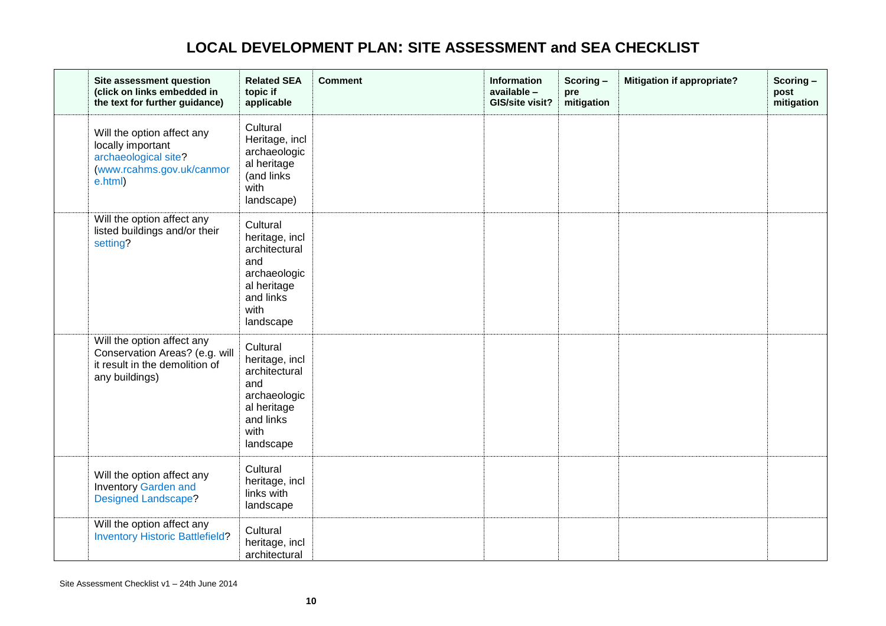# LOCAL DEVELOPMENT PLAN: SITE ASSESSMENT and SEA CHECKLIST

| | Site assessment question (click on links embedded in the text for further guidance) | Related SEA topic if applicable | Comment | Information available – GIS/site visit? | Scoring – pre mitigation | Mitigation if appropriate? | Scoring – post mitigation |
|---|---|---|---|---|---|---|---|
| | Will the option affect any locally important archaeological site? (www.rcahms.gov.uk/canmore.html) | Cultural Heritage, incl archaeological heritage (and links with landscape) | | | | | |
| | Will the option affect any listed buildings and/or their setting? | Cultural heritage, incl architectural and archaeological heritage and links with landscape | | | | | |
| | Will the option affect any Conservation Areas? (e.g. will it result in the demolition of any buildings) | Cultural heritage, incl architectural and archaeological heritage and links with landscape | | | | | |
| | Will the option affect any Inventory Garden and Designed Landscape? | Cultural heritage, incl links with landscape | | | | | |
| | Will the option affect any Inventory Historic Battlefield? | Cultural heritage, incl architectural | | | | | |

Site Assessment Checklist v1 – 24th June 2014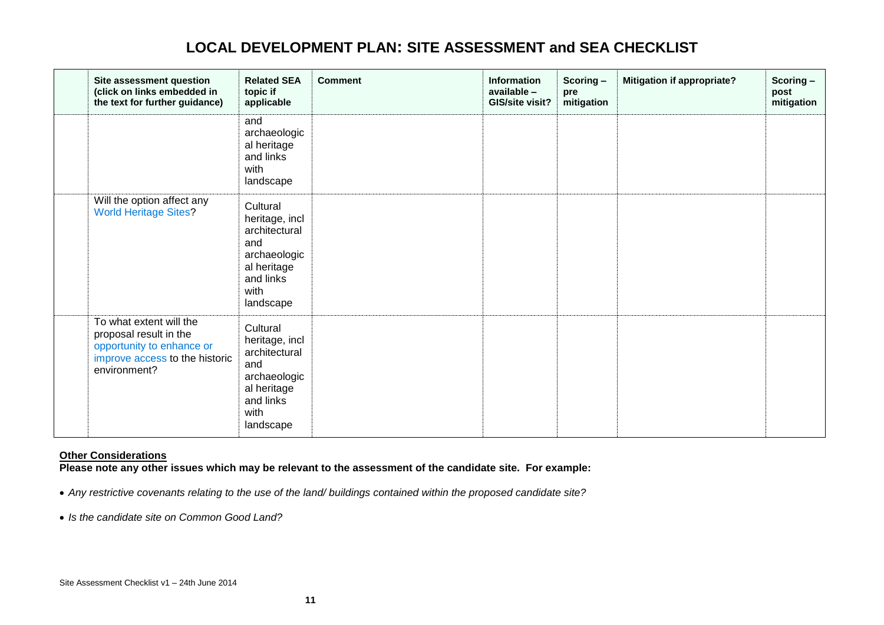# LOCAL DEVELOPMENT PLAN: SITE ASSESSMENT and SEA CHECKLIST

| | Site assessment question (click on links embedded in the text for further guidance) | Related SEA topic if applicable | Comment | Information available – GIS/site visit? | Scoring – pre mitigation | Mitigation if appropriate? | Scoring – post mitigation |
|---|---|---|---|---|---|---|---|
| | | and archaeological heritage and links with landscape | | | | | |
| | Will the option affect any World Heritage Sites? | Cultural heritage, incl architectural and archaeological heritage and links with landscape | | | | | |
| | To what extent will the proposal result in the opportunity to enhance or improve access to the historic environment? | Cultural heritage, incl architectural and archaeological heritage and links with landscape | | | | | |

**Other Considerations**

**Please note any other issues which may be relevant to the assessment of the candidate site. For example:**

- *Any restrictive covenants relating to the use of the land/ buildings contained within the proposed candidate site?*
- *Is the candidate site on Common Good Land?*

Site Assessment Checklist v1 – 24th June 2014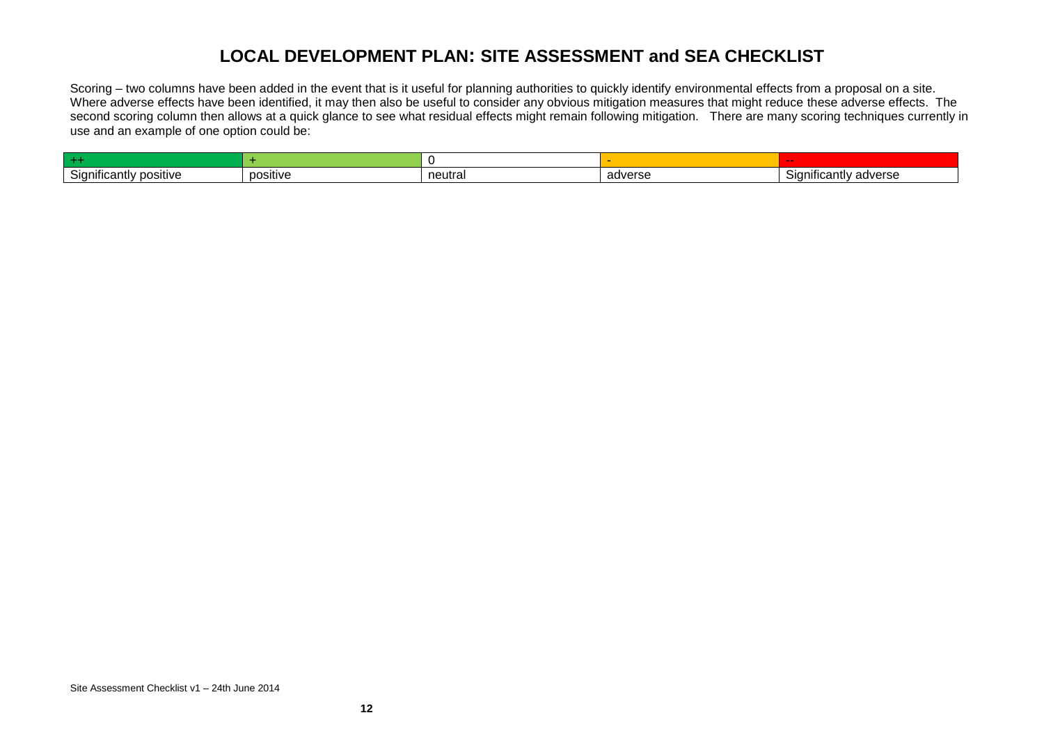# LOCAL DEVELOPMENT PLAN: SITE ASSESSMENT and SEA CHECKLIST

Scoring – two columns have been added in the event that is it useful for planning authorities to quickly identify environmental effects from a proposal on a site. Where adverse effects have been identified, it may then also be useful to consider any obvious mitigation measures that might reduce these adverse effects. The second scoring column then allows at a quick glance to see what residual effects might remain following mitigation. There are many scoring techniques currently in use and an example of one option could be:

| ++ | + | 0 | - | -- |
|---|---|---|---|---|
| Significantly positive | positive | neutral | adverse | Significantly adverse |

Site Assessment Checklist v1 – 24th June 2014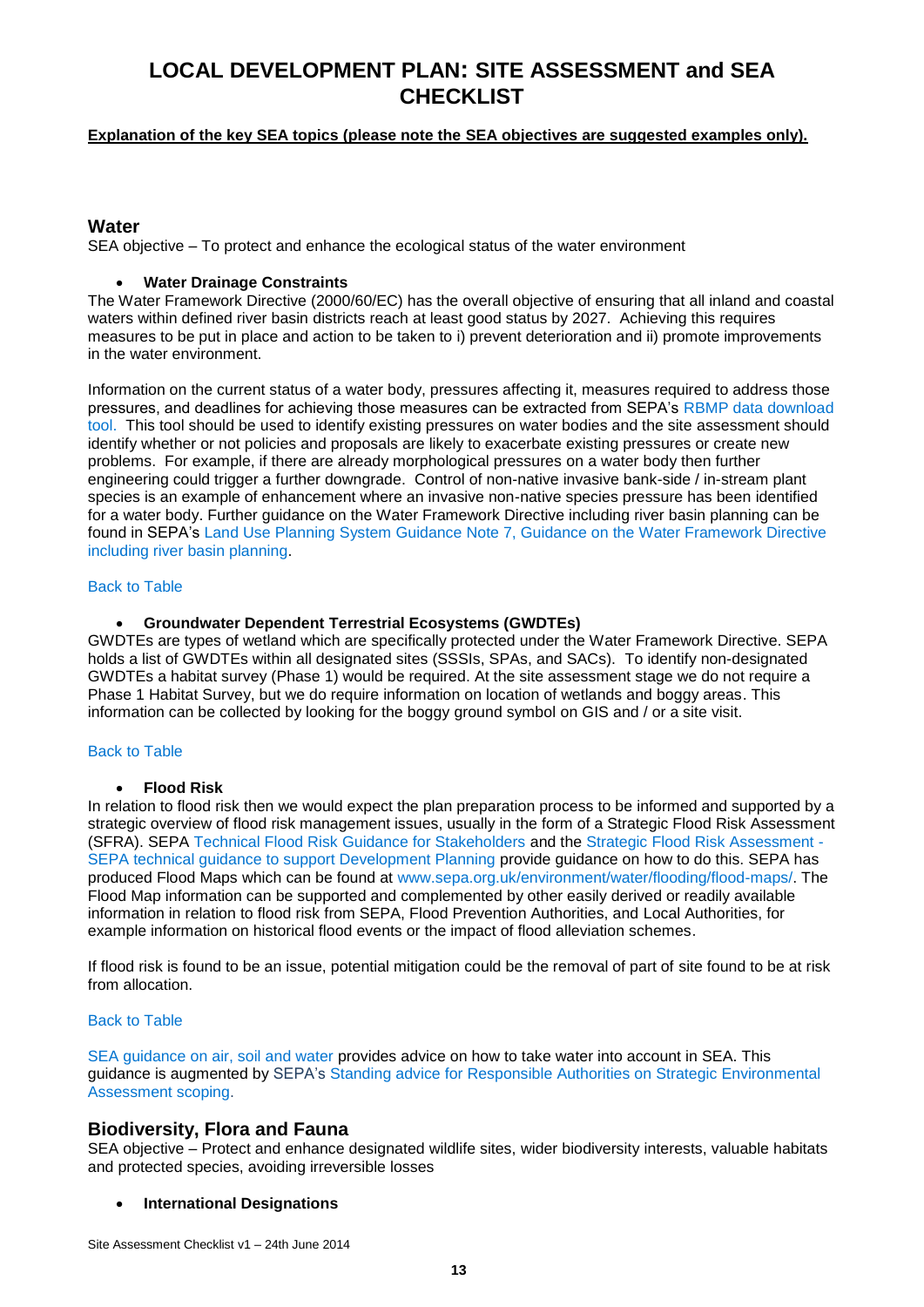# LOCAL DEVELOPMENT PLAN: SITE ASSESSMENT and SEA CHECKLIST

**Explanation of the key SEA topics (please note the SEA objectives are suggested examples only).**

## Water

SEA objective – To protect and enhance the ecological status of the water environment

- **Water Drainage Constraints**

The Water Framework Directive (2000/60/EC) has the overall objective of ensuring that all inland and coastal waters within defined river basin districts reach at least good status by 2027. Achieving this requires measures to be put in place and action to be taken to i) prevent deterioration and ii) promote improvements in the water environment.

Information on the current status of a water body, pressures affecting it, measures required to address those pressures, and deadlines for achieving those measures can be extracted from SEPA's RBMP data download tool. This tool should be used to identify existing pressures on water bodies and the site assessment should identify whether or not policies and proposals are likely to exacerbate existing pressures or create new problems. For example, if there are already morphological pressures on a water body then further engineering could trigger a further downgrade. Control of non-native invasive bank-side / in-stream plant species is an example of enhancement where an invasive non-native species pressure has been identified for a water body. Further guidance on the Water Framework Directive including river basin planning can be found in SEPA's Land Use Planning System Guidance Note 7, Guidance on the Water Framework Directive including river basin planning.

Back to Table

- **Groundwater Dependent Terrestrial Ecosystems (GWDTEs)**

GWDTEs are types of wetland which are specifically protected under the Water Framework Directive. SEPA holds a list of GWDTEs within all designated sites (SSSIs, SPAs, and SACs). To identify non-designated GWDTEs a habitat survey (Phase 1) would be required. At the site assessment stage we do not require a Phase 1 Habitat Survey, but we do require information on location of wetlands and boggy areas. This information can be collected by looking for the boggy ground symbol on GIS and / or a site visit.

Back to Table

- **Flood Risk**

In relation to flood risk then we would expect the plan preparation process to be informed and supported by a strategic overview of flood risk management issues, usually in the form of a Strategic Flood Risk Assessment (SFRA). SEPA Technical Flood Risk Guidance for Stakeholders and the Strategic Flood Risk Assessment - SEPA technical guidance to support Development Planning provide guidance on how to do this. SEPA has produced Flood Maps which can be found at www.sepa.org.uk/environment/water/flooding/flood-maps/. The Flood Map information can be supported and complemented by other easily derived or readily available information in relation to flood risk from SEPA, Flood Prevention Authorities, and Local Authorities, for example information on historical flood events or the impact of flood alleviation schemes.

If flood risk is found to be an issue, potential mitigation could be the removal of part of site found to be at risk from allocation.

Back to Table

SEA guidance on air, soil and water provides advice on how to take water into account in SEA. This guidance is augmented by SEPA's Standing advice for Responsible Authorities on Strategic Environmental Assessment scoping.

## Biodiversity, Flora and Fauna

SEA objective – Protect and enhance designated wildlife sites, wider biodiversity interests, valuable habitats and protected species, avoiding irreversible losses

- **International Designations**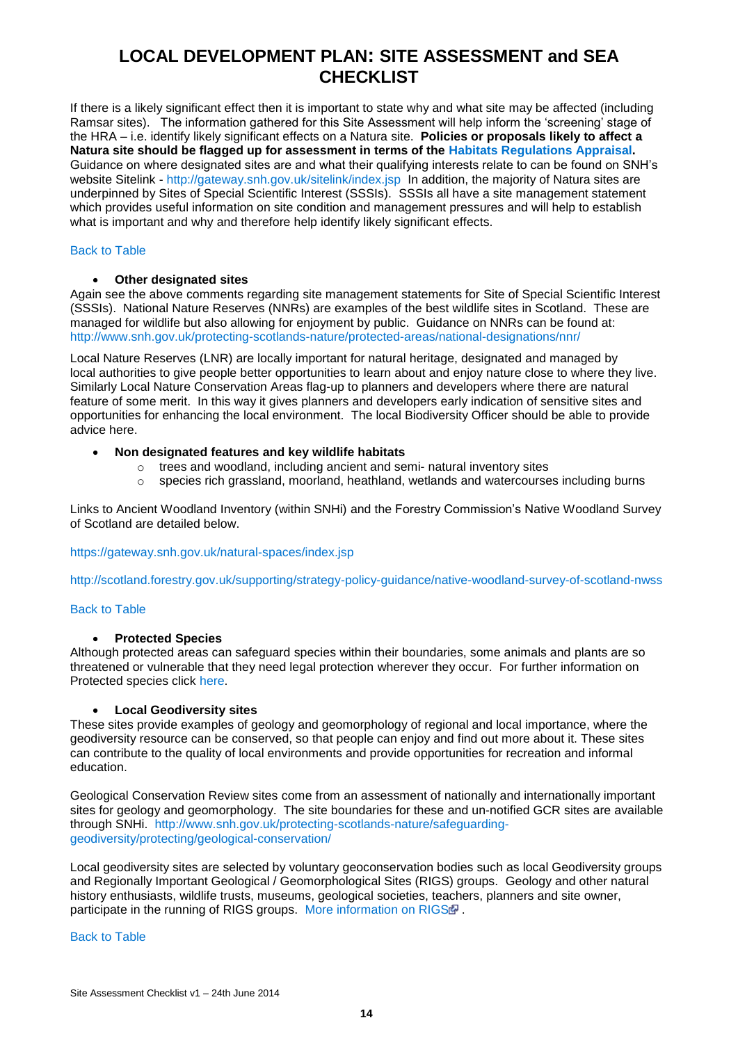# LOCAL DEVELOPMENT PLAN: SITE ASSESSMENT and SEA CHECKLIST

If there is a likely significant effect then it is important to state why and what site may be affected (including Ramsar sites). The information gathered for this Site Assessment will help inform the 'screening' stage of the HRA – i.e. identify likely significant effects on a Natura site. **Policies or proposals likely to affect a Natura site should be flagged up for assessment in terms of the Habitats Regulations Appraisal.** Guidance on where designated sites are and what their qualifying interests relate to can be found on SNH's website Sitelink - http://gateway.snh.gov.uk/sitelink/index.jsp In addition, the majority of Natura sites are underpinned by Sites of Special Scientific Interest (SSSIs). SSSIs all have a site management statement which provides useful information on site condition and management pressures and will help to establish what is important and why and therefore help identify likely significant effects.

Back to Table

- **Other designated sites**

Again see the above comments regarding site management statements for Site of Special Scientific Interest (SSSIs). National Nature Reserves (NNRs) are examples of the best wildlife sites in Scotland. These are managed for wildlife but also allowing for enjoyment by public. Guidance on NNRs can be found at: http://www.snh.gov.uk/protecting-scotlands-nature/protected-areas/national-designations/nnr/

Local Nature Reserves (LNR) are locally important for natural heritage, designated and managed by local authorities to give people better opportunities to learn about and enjoy nature close to where they live. Similarly Local Nature Conservation Areas flag-up to planners and developers where there are natural feature of some merit. In this way it gives planners and developers early indication of sensitive sites and opportunities for enhancing the local environment. The local Biodiversity Officer should be able to provide advice here.

- **Non designated features and key wildlife habitats**
  - trees and woodland, including ancient and semi- natural inventory sites
  - species rich grassland, moorland, heathland, wetlands and watercourses including burns

Links to Ancient Woodland Inventory (within SNHi) and the Forestry Commission's Native Woodland Survey of Scotland are detailed below.

https://gateway.snh.gov.uk/natural-spaces/index.jsp

http://scotland.forestry.gov.uk/supporting/strategy-policy-guidance/native-woodland-survey-of-scotland-nwss

Back to Table

- **Protected Species**

Although protected areas can safeguard species within their boundaries, some animals and plants are so threatened or vulnerable that they need legal protection wherever they occur. For further information on Protected species click here.

- **Local Geodiversity sites**

These sites provide examples of geology and geomorphology of regional and local importance, where the geodiversity resource can be conserved, so that people can enjoy and find out more about it. These sites can contribute to the quality of local environments and provide opportunities for recreation and informal education.

Geological Conservation Review sites come from an assessment of nationally and internationally important sites for geology and geomorphology. The site boundaries for these and un-notified GCR sites are available through SNHi. http://www.snh.gov.uk/protecting-scotlands-nature/safeguarding-geodiversity/protecting/geological-conservation/

Local geodiversity sites are selected by voluntary geoconservation bodies such as local Geodiversity groups and Regionally Important Geological / Geomorphological Sites (RIGS) groups. Geology and other natural history enthusiasts, wildlife trusts, museums, geological societies, teachers, planners and site owner, participate in the running of RIGS groups. More information on RIGS.

Back to Table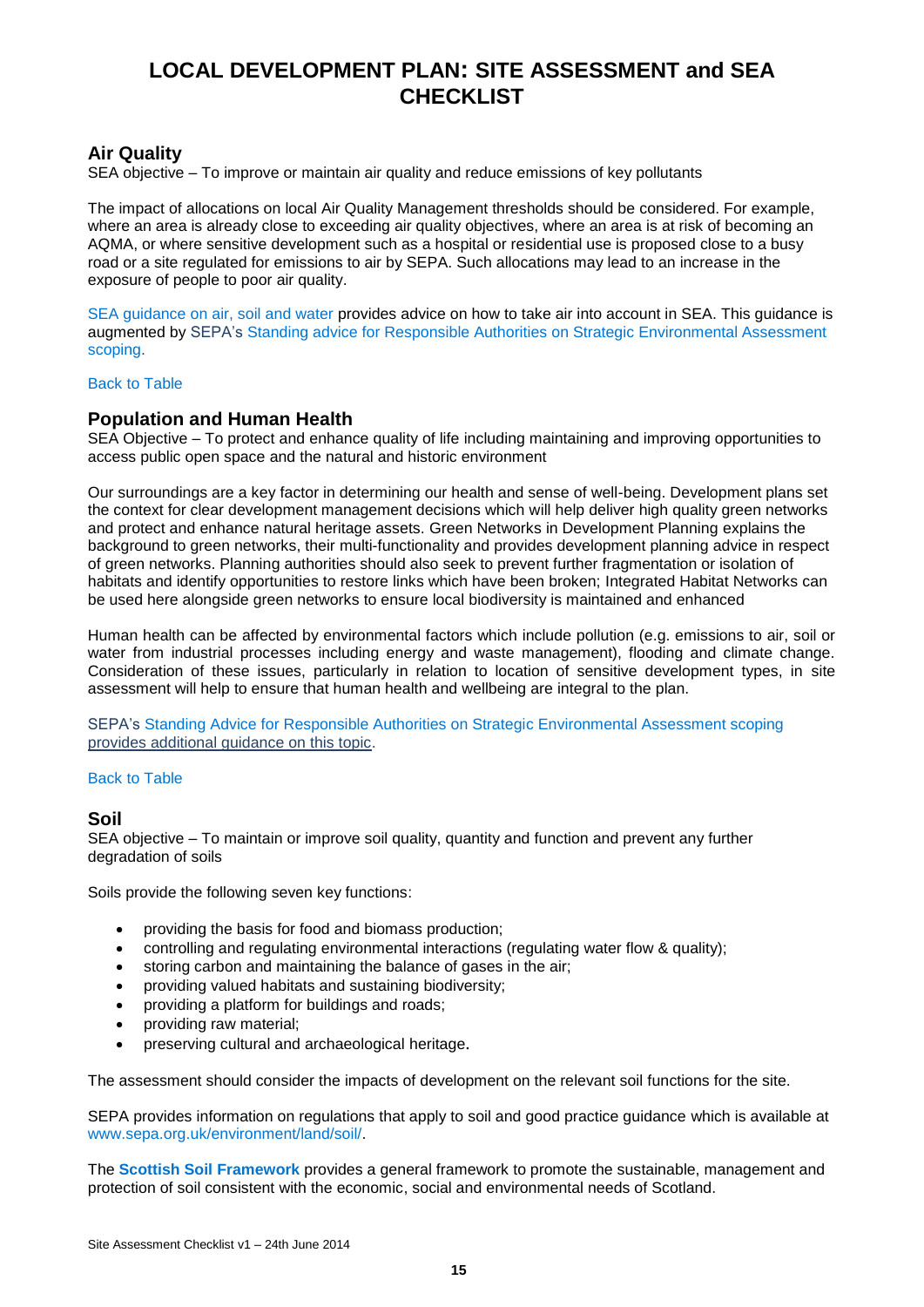# LOCAL DEVELOPMENT PLAN: SITE ASSESSMENT and SEA CHECKLIST

## Air Quality

SEA objective – To improve or maintain air quality and reduce emissions of key pollutants

The impact of allocations on local Air Quality Management thresholds should be considered. For example, where an area is already close to exceeding air quality objectives, where an area is at risk of becoming an AQMA, or where sensitive development such as a hospital or residential use is proposed close to a busy road or a site regulated for emissions to air by SEPA. Such allocations may lead to an increase in the exposure of people to poor air quality.

SEA guidance on air, soil and water provides advice on how to take air into account in SEA. This guidance is augmented by SEPA's Standing advice for Responsible Authorities on Strategic Environmental Assessment scoping.

Back to Table

## Population and Human Health

SEA Objective – To protect and enhance quality of life including maintaining and improving opportunities to access public open space and the natural and historic environment

Our surroundings are a key factor in determining our health and sense of well-being. Development plans set the context for clear development management decisions which will help deliver high quality green networks and protect and enhance natural heritage assets. Green Networks in Development Planning explains the background to green networks, their multi-functionality and provides development planning advice in respect of green networks. Planning authorities should also seek to prevent further fragmentation or isolation of habitats and identify opportunities to restore links which have been broken; Integrated Habitat Networks can be used here alongside green networks to ensure local biodiversity is maintained and enhanced

Human health can be affected by environmental factors which include pollution (e.g. emissions to air, soil or water from industrial processes including energy and waste management), flooding and climate change. Consideration of these issues, particularly in relation to location of sensitive development types, in site assessment will help to ensure that human health and wellbeing are integral to the plan.

SEPA's Standing Advice for Responsible Authorities on Strategic Environmental Assessment scoping provides additional guidance on this topic.

Back to Table

## Soil

SEA objective – To maintain or improve soil quality, quantity and function and prevent any further degradation of soils

Soils provide the following seven key functions:

- providing the basis for food and biomass production;
- controlling and regulating environmental interactions (regulating water flow & quality);
- storing carbon and maintaining the balance of gases in the air;
- providing valued habitats and sustaining biodiversity;
- providing a platform for buildings and roads;
- providing raw material;
- preserving cultural and archaeological heritage.

The assessment should consider the impacts of development on the relevant soil functions for the site.

SEPA provides information on regulations that apply to soil and good practice guidance which is available at www.sepa.org.uk/environment/land/soil/.

The **Scottish Soil Framework** provides a general framework to promote the sustainable, management and protection of soil consistent with the economic, social and environmental needs of Scotland.

Site Assessment Checklist v1 – 24th June 2014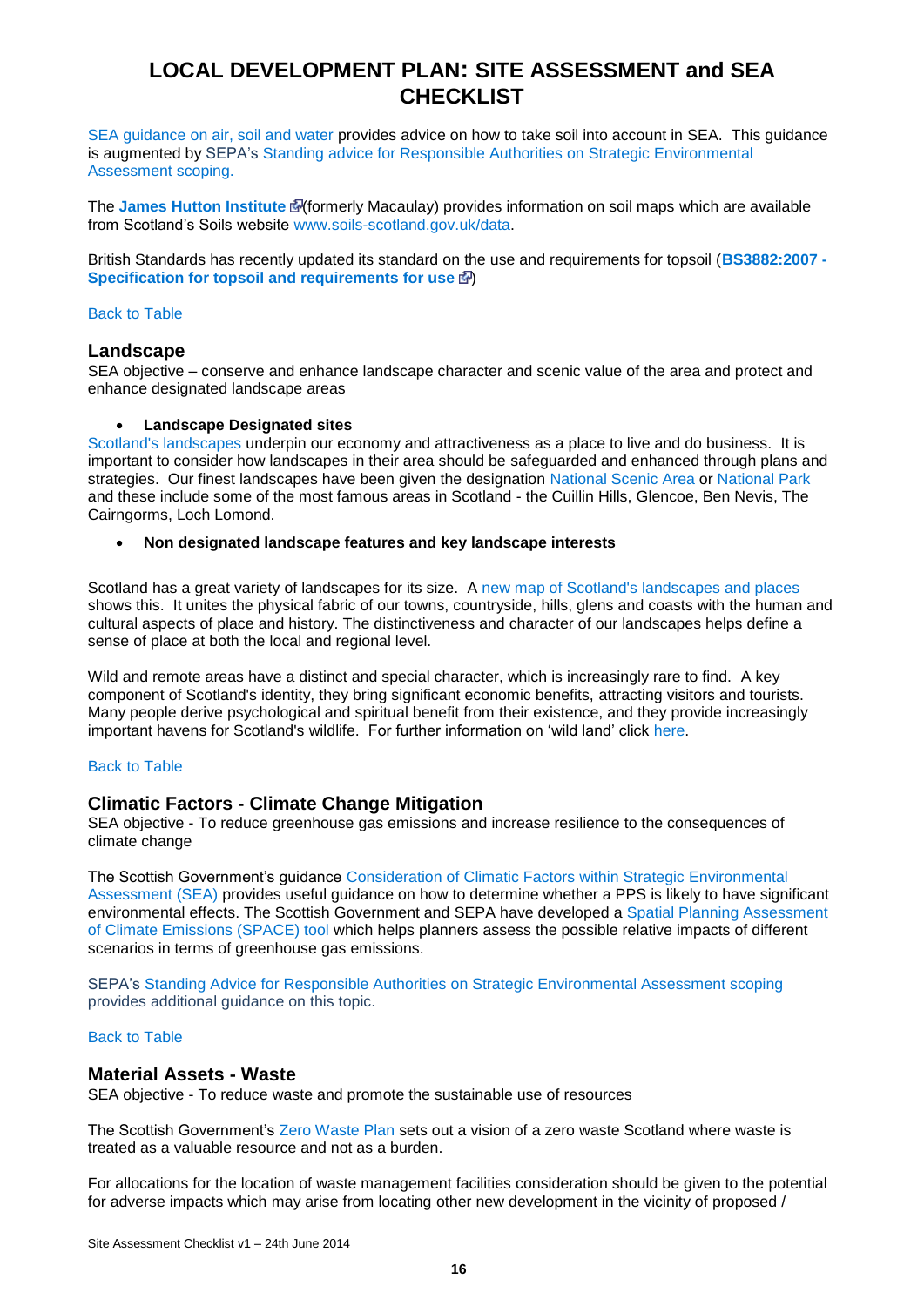# LOCAL DEVELOPMENT PLAN: SITE ASSESSMENT and SEA CHECKLIST

SEA guidance on air, soil and water provides advice on how to take soil into account in SEA. This guidance is augmented by SEPA's Standing advice for Responsible Authorities on Strategic Environmental Assessment scoping.

The **James Hutton Institute** (formerly Macaulay) provides information on soil maps which are available from Scotland's Soils website www.soils-scotland.gov.uk/data.

British Standards has recently updated its standard on the use and requirements for topsoil (**BS3882:2007 - Specification for topsoil and requirements for use**)

Back to Table

## Landscape

SEA objective – conserve and enhance landscape character and scenic value of the area and protect and enhance designated landscape areas

- **Landscape Designated sites**

Scotland's landscapes underpin our economy and attractiveness as a place to live and do business. It is important to consider how landscapes in their area should be safeguarded and enhanced through plans and strategies. Our finest landscapes have been given the designation National Scenic Area or National Park and these include some of the most famous areas in Scotland - the Cuillin Hills, Glencoe, Ben Nevis, The Cairngorms, Loch Lomond.

- **Non designated landscape features and key landscape interests**

Scotland has a great variety of landscapes for its size. A new map of Scotland's landscapes and places shows this. It unites the physical fabric of our towns, countryside, hills, glens and coasts with the human and cultural aspects of place and history. The distinctiveness and character of our landscapes helps define a sense of place at both the local and regional level.

Wild and remote areas have a distinct and special character, which is increasingly rare to find. A key component of Scotland's identity, they bring significant economic benefits, attracting visitors and tourists. Many people derive psychological and spiritual benefit from their existence, and they provide increasingly important havens for Scotland's wildlife. For further information on 'wild land' click here.

Back to Table

## Climatic Factors - Climate Change Mitigation

SEA objective - To reduce greenhouse gas emissions and increase resilience to the consequences of climate change

The Scottish Government's guidance Consideration of Climatic Factors within Strategic Environmental Assessment (SEA) provides useful guidance on how to determine whether a PPS is likely to have significant environmental effects. The Scottish Government and SEPA have developed a Spatial Planning Assessment of Climate Emissions (SPACE) tool which helps planners assess the possible relative impacts of different scenarios in terms of greenhouse gas emissions.

SEPA's Standing Advice for Responsible Authorities on Strategic Environmental Assessment scoping provides additional guidance on this topic.

Back to Table

## Material Assets - Waste

SEA objective - To reduce waste and promote the sustainable use of resources

The Scottish Government's Zero Waste Plan sets out a vision of a zero waste Scotland where waste is treated as a valuable resource and not as a burden.

For allocations for the location of waste management facilities consideration should be given to the potential for adverse impacts which may arise from locating other new development in the vicinity of proposed /

Site Assessment Checklist v1 – 24th June 2014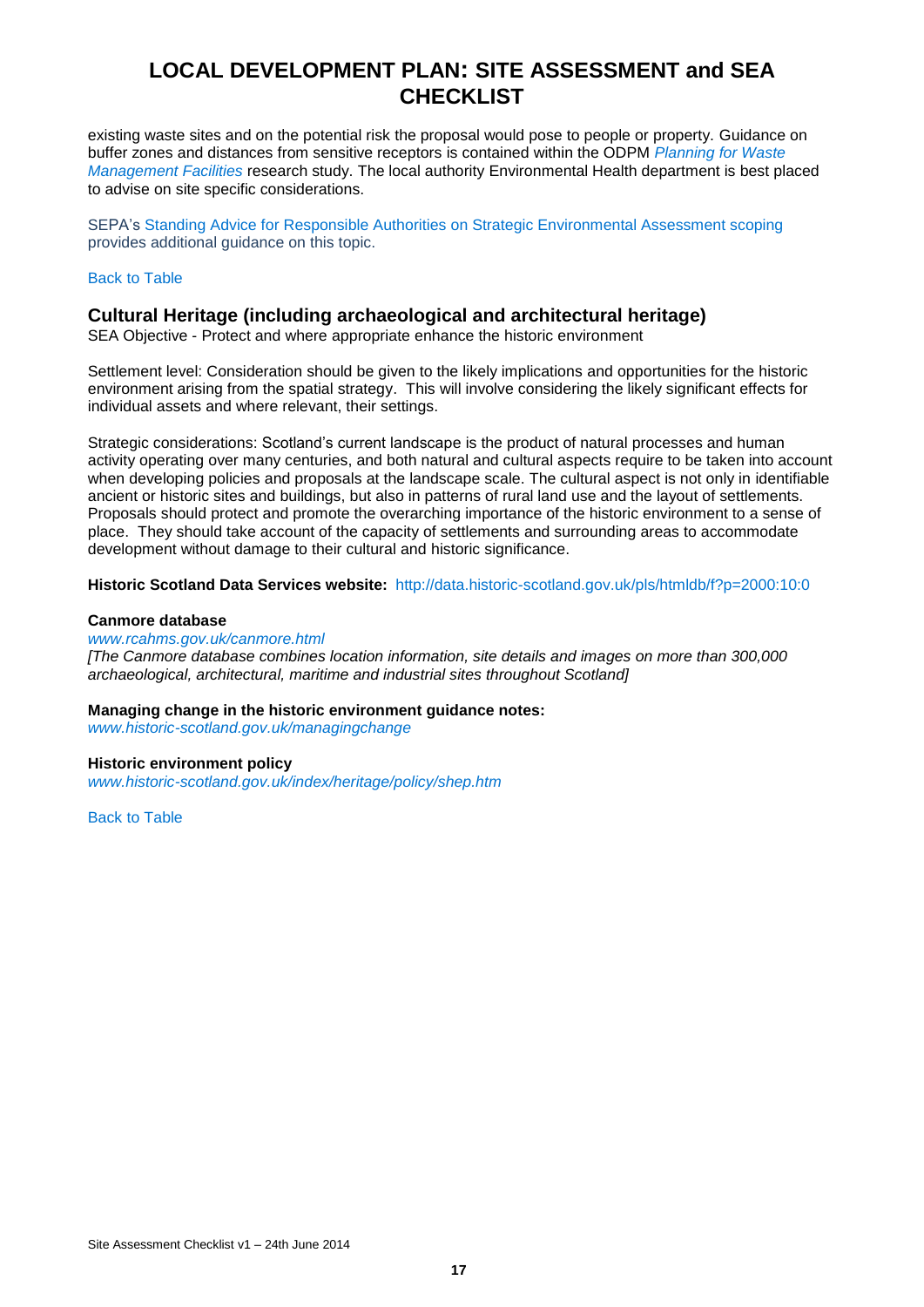existing waste sites and on the potential risk the proposal would pose to people or property. Guidance on buffer zones and distances from sensitive receptors is contained within the ODPM *Planning for Waste Management Facilities* research study. The local authority Environmental Health department is best placed to advise on site specific considerations.

SEPA's Standing Advice for Responsible Authorities on Strategic Environmental Assessment scoping provides additional guidance on this topic.

Back to Table

## Cultural Heritage (including archaeological and architectural heritage)

SEA Objective - Protect and where appropriate enhance the historic environment

Settlement level: Consideration should be given to the likely implications and opportunities for the historic environment arising from the spatial strategy. This will involve considering the likely significant effects for individual assets and where relevant, their settings.

Strategic considerations: Scotland's current landscape is the product of natural processes and human activity operating over many centuries, and both natural and cultural aspects require to be taken into account when developing policies and proposals at the landscape scale. The cultural aspect is not only in identifiable ancient or historic sites and buildings, but also in patterns of rural land use and the layout of settlements. Proposals should protect and promote the overarching importance of the historic environment to a sense of place. They should take account of the capacity of settlements and surrounding areas to accommodate development without damage to their cultural and historic significance.

**Historic Scotland Data Services website:** http://data.historic-scotland.gov.uk/pls/htmldb/f?p=2000:10:0

**Canmore database**
*www.rcahms.gov.uk/canmore.html*
*[The Canmore database combines location information, site details and images on more than 300,000 archaeological, architectural, maritime and industrial sites throughout Scotland]*

**Managing change in the historic environment guidance notes:**
*www.historic-scotland.gov.uk/managingchange*

**Historic environment policy**
*www.historic-scotland.gov.uk/index/heritage/policy/shep.htm*

Back to Table

Site Assessment Checklist v1 – 24th June 2014